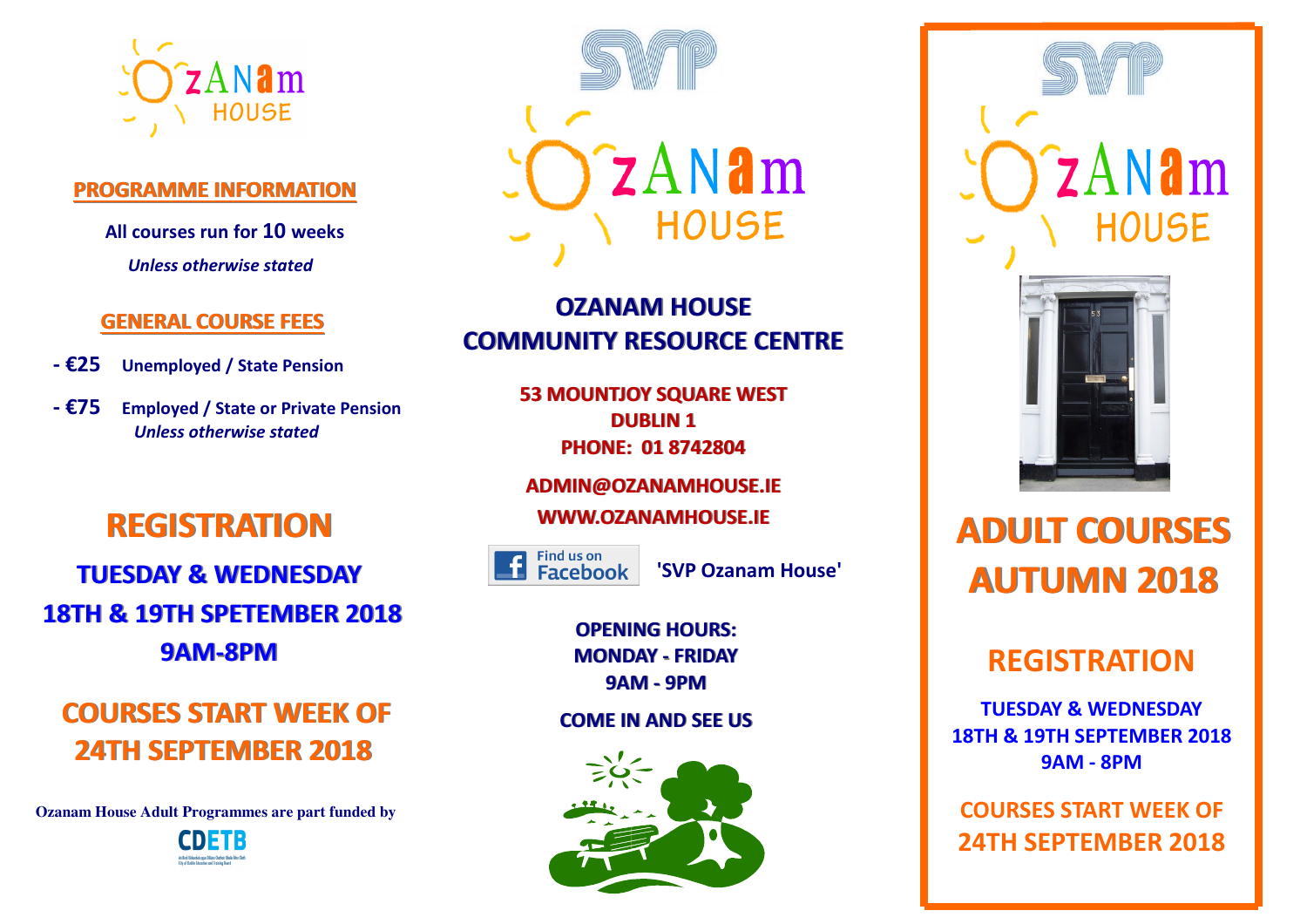OZANAM HOUSE

## PROGRAMME INFORMATION

**All courses run for 10 weeks**

***Unless otherwise stated***

## GENERAL COURSE FEES

- **€25** **Unemployed / State Pension**
- **€75** **Employed / State or Private Pension**
  ***Unless otherwise stated***

# REGISTRATION

## TUESDAY & WEDNESDAY
## 18TH & 19TH SPETEMBER 2018
## 9AM-8PM

## COURSES START WEEK OF 24TH SEPTEMBER 2018

**Ozanam House Adult Programmes are part funded by**

CDETB

SVP

OZANAM HOUSE

## OZANAM HOUSE COMMUNITY RESOURCE CENTRE

**53 MOUNTJOY SQUARE WEST**
**DUBLIN 1**
**PHONE: 01 8742804**

**ADMIN@OZANAMHOUSE.IE**

**WWW.OZANAMHOUSE.IE**

Find us on Facebook **'SVP Ozanam House'**

**OPENING HOURS:**
**MONDAY - FRIDAY**
**9AM - 9PM**

**COME IN AND SEE US**

SVP

OZANAM HOUSE

# ADULT COURSES AUTUMN 2018

## REGISTRATION

**TUESDAY & WEDNESDAY**
**18TH & 19TH SEPTEMBER 2018**
**9AM - 8PM**

**COURSES START WEEK OF 24TH SEPTEMBER 2018**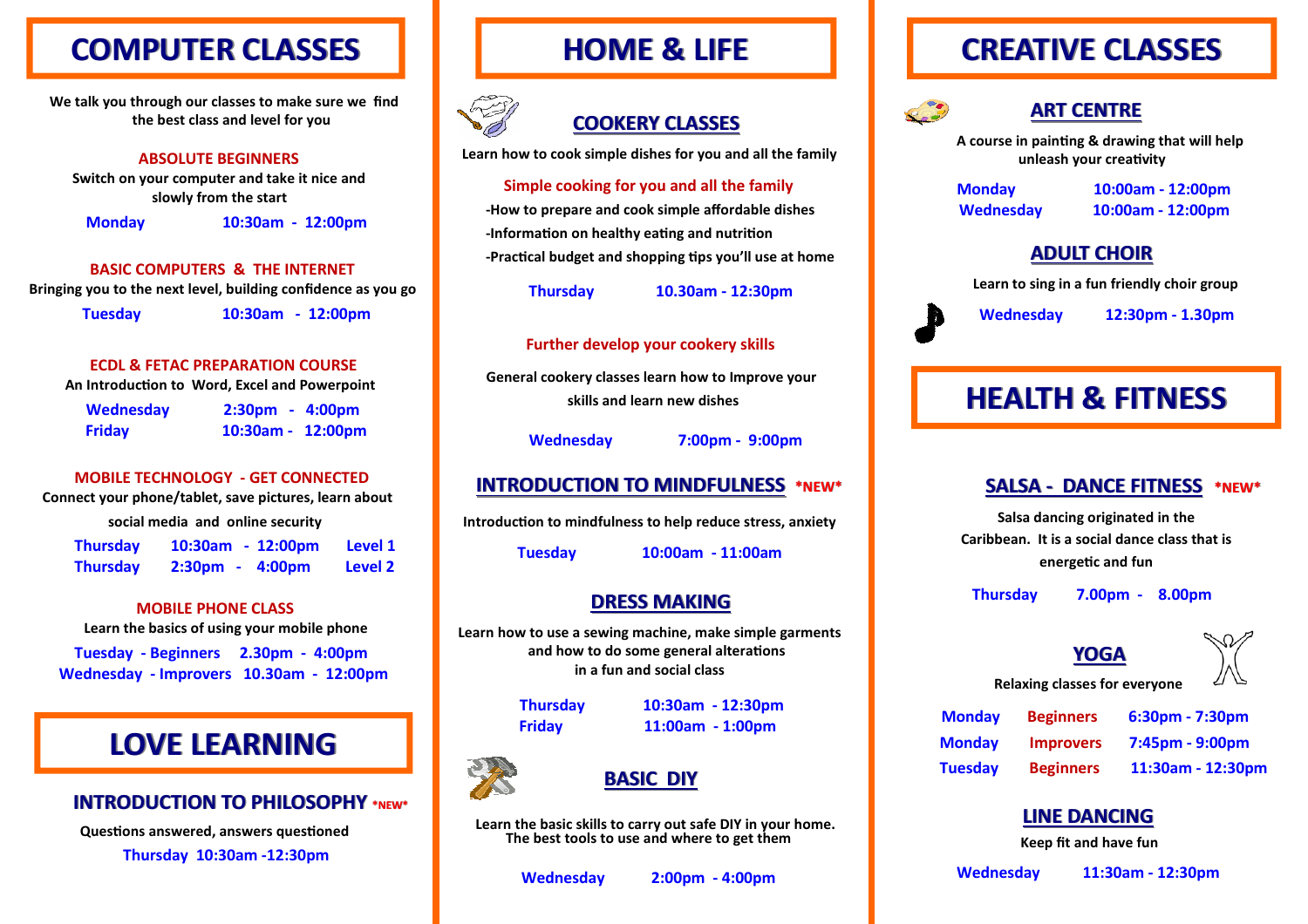# COMPUTER CLASSES

We talk you through our classes to make sure we find the best class and level for you

### ABSOLUTE BEGINNERS

Switch on your computer and take it nice and slowly from the start

Monday 10:30am - 12:00pm

### BASIC COMPUTERS & THE INTERNET

Bringing you to the next level, building confidence as you go

Tuesday 10:30am - 12:00pm

### ECDL & FETAC PREPARATION COURSE

An Introduction to Word, Excel and Powerpoint

Wednesday 2:30pm - 4:00pm
Friday 10:30am - 12:00pm

### MOBILE TECHNOLOGY - GET CONNECTED

Connect your phone/tablet, save pictures, learn about social media and online security

Thursday 10:30am - 12:00pm Level 1
Thursday 2:30pm - 4:00pm Level 2

### MOBILE PHONE CLASS

Learn the basics of using your mobile phone

Tuesday - Beginners 2.30pm - 4:00pm
Wednesday - Improvers 10.30am - 12:00pm

# LOVE LEARNING

## INTRODUCTION TO PHILOSOPHY *NEW*

Questions answered, answers questioned

Thursday 10:30am -12:30pm

# HOME & LIFE

## COOKERY CLASSES

Learn how to cook simple dishes for you and all the family

### Simple cooking for you and all the family

- How to prepare and cook simple affordable dishes
- Information on healthy eating and nutrition
- Practical budget and shopping tips you'll use at home

Thursday 10.30am - 12:30pm

### Further develop your cookery skills

General cookery classes learn how to Improve your skills and learn new dishes

Wednesday 7:00pm - 9:00pm

## INTRODUCTION TO MINDFULNESS *NEW*

Introduction to mindfulness to help reduce stress, anxiety

Tuesday 10:00am - 11:00am

## DRESS MAKING

Learn how to use a sewing machine, make simple garments and how to do some general alterations in a fun and social class

Thursday 10:30am - 12:30pm
Friday 11:00am - 1:00pm

## BASIC DIY

Learn the basic skills to carry out safe DIY in your home. The best tools to use and where to get them

Wednesday 2:00pm - 4:00pm

# CREATIVE CLASSES

## ART CENTRE

A course in painting & drawing that will help unleash your creativity

Monday 10:00am - 12:00pm
Wednesday 10:00am - 12:00pm

## ADULT CHOIR

Learn to sing in a fun friendly choir group

Wednesday 12:30pm - 1.30pm

# HEALTH & FITNESS

## SALSA - DANCE FITNESS *NEW*

Salsa dancing originated in the Caribbean. It is a social dance class that is energetic and fun

Thursday 7.00pm - 8.00pm

## YOGA

Relaxing classes for everyone

| | | |
|---|---|---|
| Monday | Beginners | 6:30pm - 7:30pm |
| Monday | Improvers | 7:45pm - 9:00pm |
| Tuesday | Beginners | 11:30am - 12:30pm |

## LINE DANCING

Keep fit and have fun

Wednesday 11:30am - 12:30pm